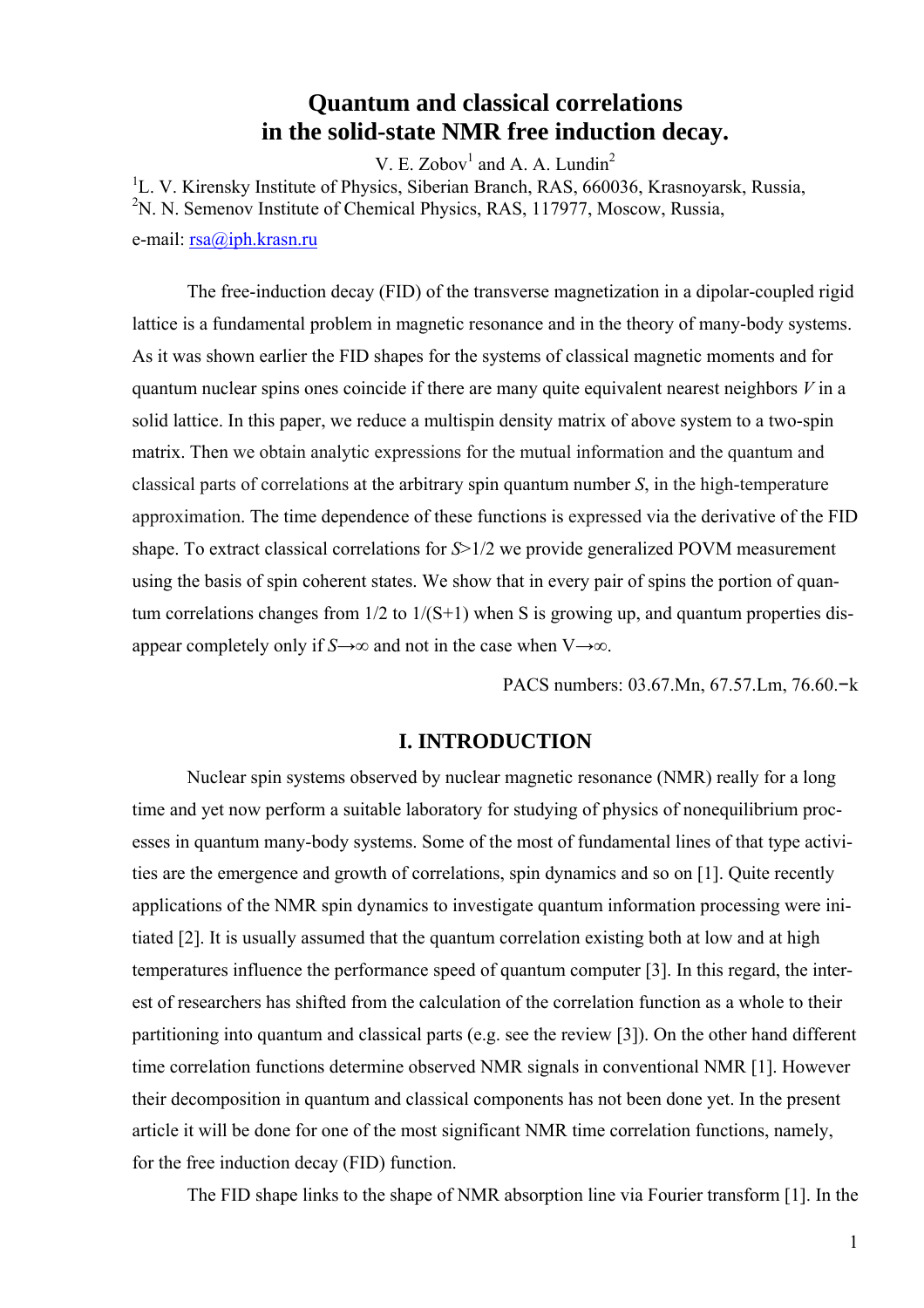# Quantum and classical correlations in the solid-state NMR free induction decay.

V. E. Zobov[1] and A. A. Lundin[2]

[1]L. V. Kirensky Institute of Physics, Siberian Branch, RAS, 660036, Krasnoyarsk, Russia,
[2]N. N. Semenov Institute of Chemical Physics, RAS, 117977, Moscow, Russia,

e-mail: rsa@iph.krasn.ru

The free-induction decay (FID) of the transverse magnetization in a dipolar-coupled rigid lattice is a fundamental problem in magnetic resonance and in the theory of many-body systems. As it was shown earlier the FID shapes for the systems of classical magnetic moments and for quantum nuclear spins ones coincide if there are many quite equivalent nearest neighbors $V$ in a solid lattice. In this paper, we reduce a multispin density matrix of above system to a two-spin matrix. Then we obtain analytic expressions for the mutual information and the quantum and classical parts of correlations at the arbitrary spin quantum number $S$, in the high-temperature approximation. The time dependence of these functions is expressed via the derivative of the FID shape. To extract classical correlations for $S$>1/2 we provide generalized POVM measurement using the basis of spin coherent states. We show that in every pair of spins the portion of quantum correlations changes from 1/2 to 1/(S+1) when S is growing up, and quantum properties disappear completely only if $S\to\infty$ and not in the case when $V\to\infty$.

PACS numbers: 03.67.Mn, 67.57.Lm, 76.60.−k

## I. INTRODUCTION

Nuclear spin systems observed by nuclear magnetic resonance (NMR) really for a long time and yet now perform a suitable laboratory for studying of physics of nonequilibrium processes in quantum many-body systems. Some of the most of fundamental lines of that type activities are the emergence and growth of correlations, spin dynamics and so on [1]. Quite recently applications of the NMR spin dynamics to investigate quantum information processing were initiated [2]. It is usually assumed that the quantum correlation existing both at low and at high temperatures influence the performance speed of quantum computer [3]. In this regard, the interest of researchers has shifted from the calculation of the correlation function as a whole to their partitioning into quantum and classical parts (e.g. see the review [3]). On the other hand different time correlation functions determine observed NMR signals in conventional NMR [1]. However their decomposition in quantum and classical components has not been done yet. In the present article it will be done for one of the most significant NMR time correlation functions, namely, for the free induction decay (FID) function.

The FID shape links to the shape of NMR absorption line via Fourier transform [1]. In the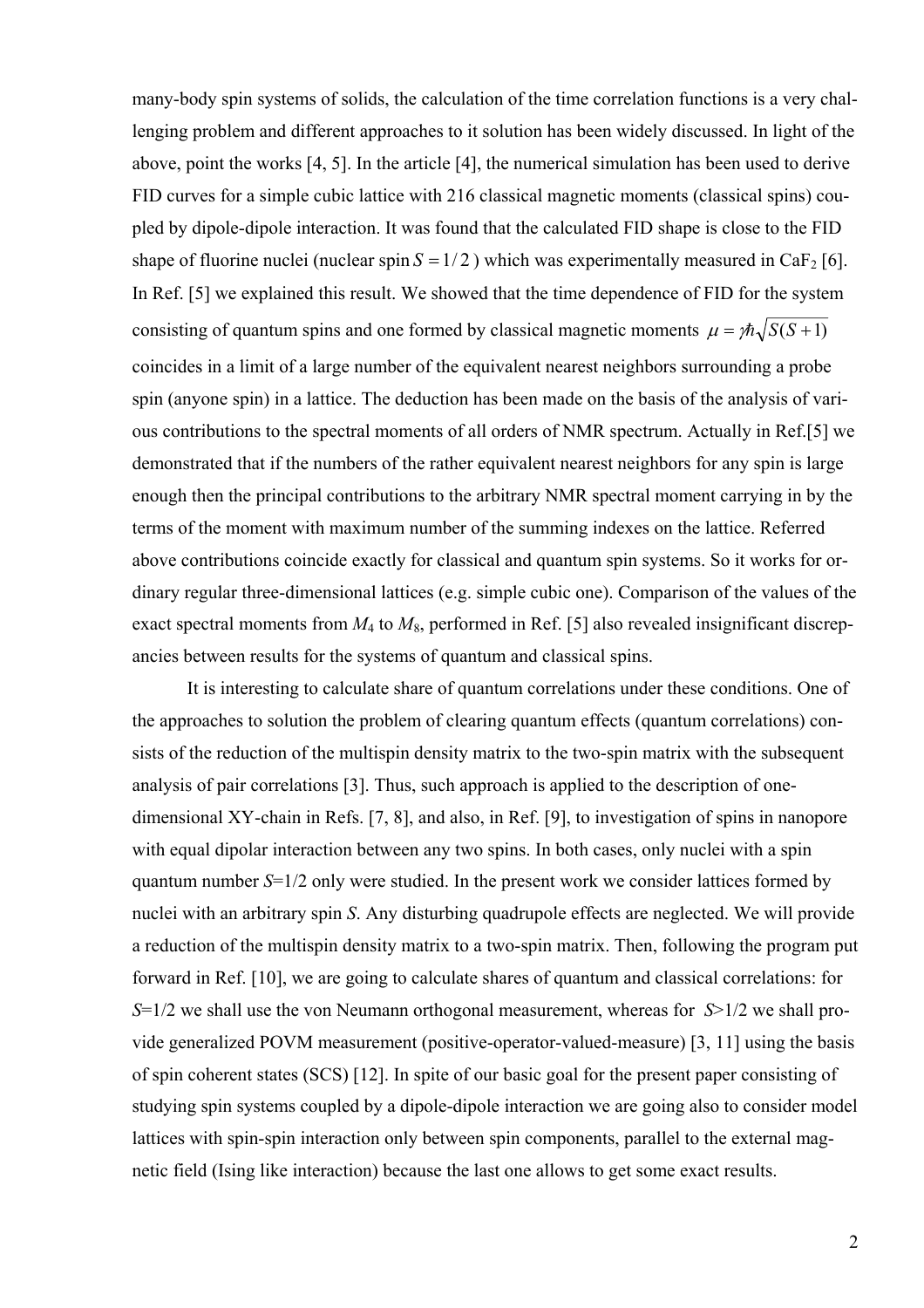many-body spin systems of solids, the calculation of the time correlation functions is a very challenging problem and different approaches to it solution has been widely discussed. In light of the above, point the works [4, 5]. In the article [4], the numerical simulation has been used to derive FID curves for a simple cubic lattice with 216 classical magnetic moments (classical spins) coupled by dipole-dipole interaction. It was found that the calculated FID shape is close to the FID shape of fluorine nuclei (nuclear spin $S = 1/2$ ) which was experimentally measured in $CaF_2$ [6]. In Ref. [5] we explained this result. We showed that the time dependence of FID for the system consisting of quantum spins and one formed by classical magnetic moments $\mu = \gamma\hbar\sqrt{S(S+1)}$ coincides in a limit of a large number of the equivalent nearest neighbors surrounding a probe spin (anyone spin) in a lattice. The deduction has been made on the basis of the analysis of various contributions to the spectral moments of all orders of NMR spectrum. Actually in Ref.[5] we demonstrated that if the numbers of the rather equivalent nearest neighbors for any spin is large enough then the principal contributions to the arbitrary NMR spectral moment carrying in by the terms of the moment with maximum number of the summing indexes on the lattice. Referred above contributions coincide exactly for classical and quantum spin systems. So it works for ordinary regular three-dimensional lattices (e.g. simple cubic one). Comparison of the values of the exact spectral moments from $M_4$ to $M_8$, performed in Ref. [5] also revealed insignificant discrepancies between results for the systems of quantum and classical spins.

It is interesting to calculate share of quantum correlations under these conditions. One of the approaches to solution the problem of clearing quantum effects (quantum correlations) consists of the reduction of the multispin density matrix to the two-spin matrix with the subsequent analysis of pair correlations [3]. Thus, such approach is applied to the description of one-dimensional XY-chain in Refs. [7, 8], and also, in Ref. [9], to investigation of spins in nanopore with equal dipolar interaction between any two spins. In both cases, only nuclei with a spin quantum number $S$=1/2 only were studied. In the present work we consider lattices formed by nuclei with an arbitrary spin $S$. Any disturbing quadrupole effects are neglected. We will provide a reduction of the multispin density matrix to a two-spin matrix. Then, following the program put forward in Ref. [10], we are going to calculate shares of quantum and classical correlations: for $S$=1/2 we shall use the von Neumann orthogonal measurement, whereas for $S$>1/2 we shall provide generalized POVM measurement (positive-operator-valued-measure) [3, 11] using the basis of spin coherent states (SCS) [12]. In spite of our basic goal for the present paper consisting of studying spin systems coupled by a dipole-dipole interaction we are going also to consider model lattices with spin-spin interaction only between spin components, parallel to the external magnetic field (Ising like interaction) because the last one allows to get some exact results.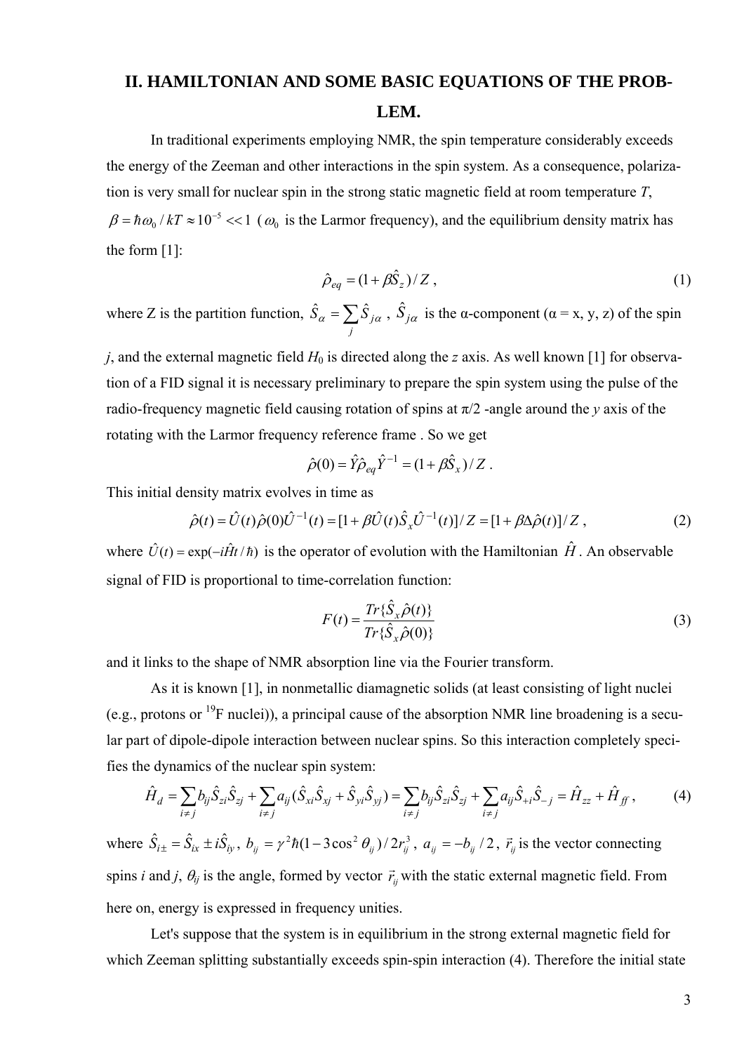## II. HAMILTONIAN AND SOME BASIC EQUATIONS OF THE PROBLEM.

In traditional experiments employing NMR, the spin temperature considerably exceeds the energy of the Zeeman and other interactions in the spin system. As a consequence, polarization is very small for nuclear spin in the strong static magnetic field at room temperature $T$, $\beta = \hbar\omega_0 / kT \approx 10^{-5} << 1$ ( $\omega_0$ is the Larmor frequency), and the equilibrium density matrix has the form [1]:

$$\hat{\rho}_{eq} = (1 + \beta \hat{S}_z)/Z \, , \tag{1}$$

where Z is the partition function, $\hat{S}_\alpha = \sum_j \hat{S}_{j\alpha}$ , $\hat{S}_{j\alpha}$ is the α-component (α = x, y, z) of the spin $j$, and the external magnetic field $H_0$ is directed along the $z$ axis. As well known [1] for observation of a FID signal it is necessary preliminary to prepare the spin system using the pulse of the radio-frequency magnetic field causing rotation of spins at π/2 -angle around the $y$ axis of the rotating with the Larmor frequency reference frame . So we get

$$\hat{\rho}(0) = \hat{Y} \hat{\rho}_{eq} \hat{Y}^{-1} = (1 + \beta \hat{S}_x)/Z \, .$$

This initial density matrix evolves in time as

$$\hat{\rho}(t) = \hat{U}(t)\hat{\rho}(0)\hat{U}^{-1}(t) = [1 + \beta \hat{U}(t)\hat{S}_x \hat{U}^{-1}(t)]/Z = [1 + \beta \Delta\hat{\rho}(t)]/Z \, , \tag{2}$$

where $\hat{U}(t) = \exp(-i\hat{H}t/\hbar)$ is the operator of evolution with the Hamiltonian $\hat{H}$ . An observable signal of FID is proportional to time-correlation function:

$$F(t) = \frac{Tr\{\hat{S}_x \hat{\rho}(t)\}}{Tr\{\hat{S}_x \hat{\rho}(0)\}} \tag{3}$$

and it links to the shape of NMR absorption line via the Fourier transform.

As it is known [1], in nonmetallic diamagnetic solids (at least consisting of light nuclei (e.g., protons or $^{19}$F nuclei)), a principal cause of the absorption NMR line broadening is a secular part of dipole-dipole interaction between nuclear spins. So this interaction completely specifies the dynamics of the nuclear spin system:

$$\hat{H}_d = \sum_{i \neq j} b_{ij} \hat{S}_{zi} \hat{S}_{zj} + \sum_{i \neq j} a_{ij} (\hat{S}_{xi} \hat{S}_{xj} + \hat{S}_{yi} \hat{S}_{yj}) = \sum_{i \neq j} b_{ij} \hat{S}_{zi} \hat{S}_{zj} + \sum_{i \neq j} a_{ij} \hat{S}_{+i} \hat{S}_{-j} = \hat{H}_{zz} + \hat{H}_{ff} \, , \tag{4}$$

where $\hat{S}_{i\pm} = \hat{S}_{ix} \pm i\hat{S}_{iy}$ , $b_{ij} = \gamma^2 \hbar (1 - 3\cos^2\theta_{ij})/2r_{ij}^3$ , $a_{ij} = -b_{ij}/2$ , $\vec{r}_{ij}$ is the vector connecting spins $i$ and $j$, $\theta_{ij}$ is the angle, formed by vector $\vec{r}_{ij}$ with the static external magnetic field. From here on, energy is expressed in frequency unities.

Let's suppose that the system is in equilibrium in the strong external magnetic field for which Zeeman splitting substantially exceeds spin-spin interaction (4). Therefore the initial state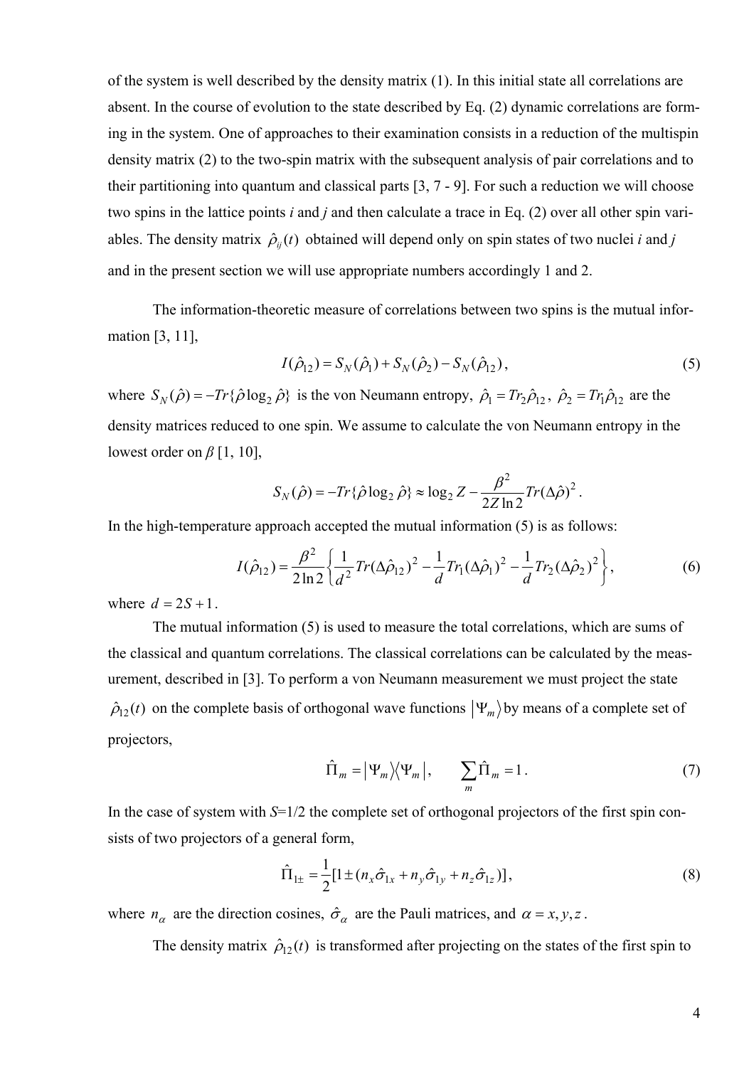of the system is well described by the density matrix (1). In this initial state all correlations are absent. In the course of evolution to the state described by Eq. (2) dynamic correlations are forming in the system. One of approaches to their examination consists in a reduction of the multispin density matrix (2) to the two-spin matrix with the subsequent analysis of pair correlations and to their partitioning into quantum and classical parts [3, 7 - 9]. For such a reduction we will choose two spins in the lattice points *i* and *j* and then calculate a trace in Eq. (2) over all other spin variables. The density matrix $\hat{\rho}_{ij}(t)$ obtained will depend only on spin states of two nuclei *i* and *j* and in the present section we will use appropriate numbers accordingly 1 and 2.

The information-theoretic measure of correlations between two spins is the mutual information [3, 11],

$$I(\hat{\rho}_{12}) = S_N(\hat{\rho}_1) + S_N(\hat{\rho}_2) - S_N(\hat{\rho}_{12}), \tag{5}$$

where $S_N(\hat{\rho}) = -Tr\{\hat{\rho}\log_2 \hat{\rho}\}$ is the von Neumann entropy, $\hat{\rho}_1 = Tr_2\hat{\rho}_{12}$, $\hat{\rho}_2 = Tr_1\hat{\rho}_{12}$ are the density matrices reduced to one spin. We assume to calculate the von Neumann entropy in the lowest order on $\beta$ [1, 10],

$$S_N(\hat{\rho}) = -Tr\{\hat{\rho}\log_2 \hat{\rho}\} \approx \log_2 Z - \frac{\beta^2}{2Z\ln 2}Tr(\Delta\hat{\rho})^2 .$$

In the high-temperature approach accepted the mutual information (5) is as follows:

$$I(\hat{\rho}_{12}) = \frac{\beta^2}{2\ln 2}\left\{\frac{1}{d^2}Tr(\Delta\hat{\rho}_{12})^2 - \frac{1}{d}Tr_1(\Delta\hat{\rho}_1)^2 - \frac{1}{d}Tr_2(\Delta\hat{\rho}_2)^2\right\}, \tag{6}$$

where $d = 2S+1$.

The mutual information (5) is used to measure the total correlations, which are sums of the classical and quantum correlations. The classical correlations can be calculated by the measurement, described in [3]. To perform a von Neumann measurement we must project the state $\hat{\rho}_{12}(t)$ on the complete basis of orthogonal wave functions $|\Psi_m\rangle$ by means of a complete set of projectors,

$$\hat{\Pi}_m = |\Psi_m\rangle\langle\Psi_m|, \qquad \sum_m \hat{\Pi}_m = 1 . \tag{7}$$

In the case of system with $S$=1/2 the complete set of orthogonal projectors of the first spin consists of two projectors of a general form,

$$\hat{\Pi}_{1\pm} = \frac{1}{2}[1 \pm (n_x\hat{\sigma}_{1x} + n_y\hat{\sigma}_{1y} + n_z\hat{\sigma}_{1z})], \tag{8}$$

where $n_\alpha$ are the direction cosines, $\hat{\sigma}_\alpha$ are the Pauli matrices, and $\alpha = x, y, z$.

The density matrix $\hat{\rho}_{12}(t)$ is transformed after projecting on the states of the first spin to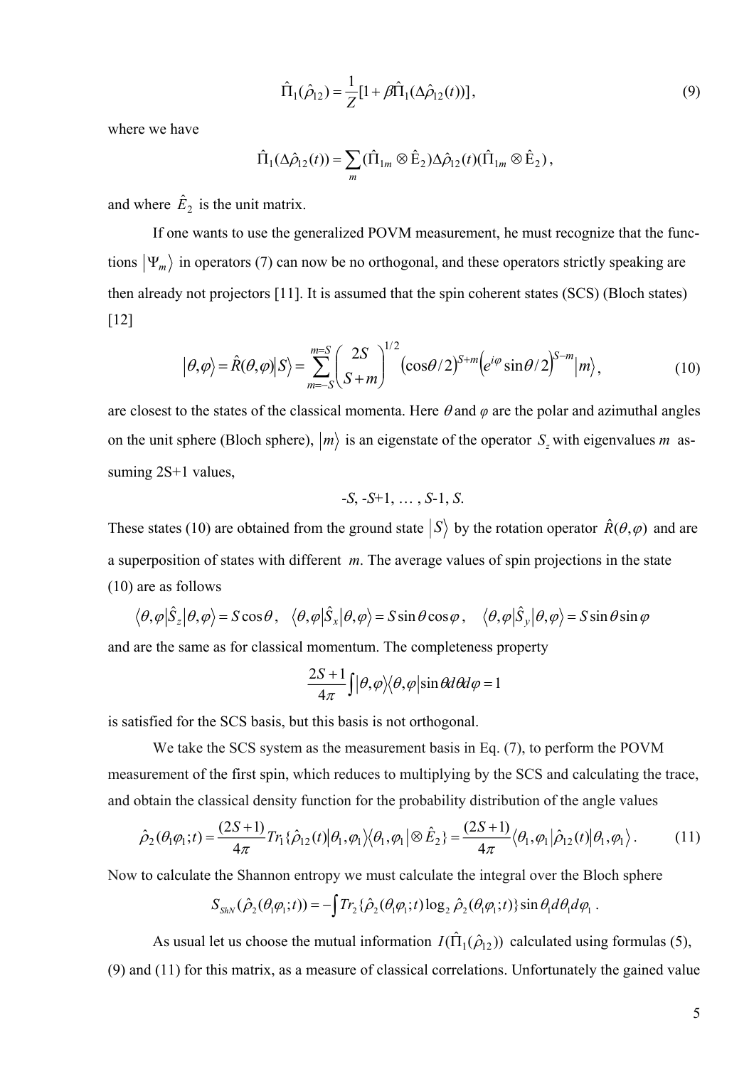$$\hat{\Pi}_1(\hat{\rho}_{12}) = \frac{1}{Z}[1 + \beta\hat{\Pi}_1(\Delta\hat{\rho}_{12}(t))], \tag{9}$$

where we have

$$\hat{\Pi}_1(\Delta\hat{\rho}_{12}(t)) = \sum_m (\hat{\Pi}_{1m} \otimes \hat{\mathrm{E}}_2)\Delta\hat{\rho}_{12}(t)(\hat{\Pi}_{1m} \otimes \hat{\mathrm{E}}_2),$$

and where $\hat{E}_2$ is the unit matrix.

If one wants to use the generalized POVM measurement, he must recognize that the functions $|\Psi_m\rangle$ in operators (7) can now be no orthogonal, and these operators strictly speaking are then already not projectors [11]. It is assumed that the spin coherent states (SCS) (Bloch states) [12]

$$|\theta,\varphi\rangle = \hat{R}(\theta,\varphi)|S\rangle = \sum_{m=-S}^{m=S} \binom{2S}{S+m}^{1/2} \left(\cos\theta/2\right)^{S+m} \left(e^{i\varphi}\sin\theta/2\right)^{S-m} |m\rangle, \tag{10}$$

are closest to the states of the classical momenta. Here $\theta$ and $\varphi$ are the polar and azimuthal angles on the unit sphere (Bloch sphere), $|m\rangle$ is an eigenstate of the operator $S_z$ with eigenvalues $m$ assuming 2S+1 values,

$$-S, -S+1, \ldots, S-1, S.$$

These states (10) are obtained from the ground state $|S\rangle$ by the rotation operator $\hat{R}(\theta,\varphi)$ and are a superposition of states with different $m$. The average values of spin projections in the state (10) are as follows

$$\langle\theta,\varphi|\hat{S}_z|\theta,\varphi\rangle = S\cos\theta, \quad \langle\theta,\varphi|\hat{S}_x|\theta,\varphi\rangle = S\sin\theta\cos\varphi, \quad \langle\theta,\varphi|\hat{S}_y|\theta,\varphi\rangle = S\sin\theta\sin\varphi$$

and are the same as for classical momentum. The completeness property

$$\frac{2S+1}{4\pi}\int|\theta,\varphi\rangle\langle\theta,\varphi|\sin\theta d\theta d\varphi = 1$$

is satisfied for the SCS basis, but this basis is not orthogonal.

We take the SCS system as the measurement basis in Eq. (7), to perform the POVM measurement of the first spin, which reduces to multiplying by the SCS and calculating the trace, and obtain the classical density function for the probability distribution of the angle values

$$\hat{\rho}_2(\theta_1\varphi_1;t) = \frac{(2S+1)}{4\pi}Tr_1\{\hat{\rho}_{12}(t)|\theta_1,\varphi_1\rangle\langle\theta_1,\varphi_1| \otimes \hat{E}_2\} = \frac{(2S+1)}{4\pi}\langle\theta_1,\varphi_1|\hat{\rho}_{12}(t)|\theta_1,\varphi_1\rangle. \tag{11}$$

Now to calculate the Shannon entropy we must calculate the integral over the Bloch sphere

$$S_{ShN}(\hat{\rho}_2(\theta_1\varphi_1;t)) = -\int Tr_2\{\hat{\rho}_2(\theta_1\varphi_1;t)\log_2\hat{\rho}_2(\theta_1\varphi_1;t)\}\sin\theta_1 d\theta_1 d\varphi_1.$$

As usual let us choose the mutual information $I(\hat{\Pi}_1(\hat{\rho}_{12}))$ calculated using formulas (5), (9) and (11) for this matrix, as a measure of classical correlations. Unfortunately the gained value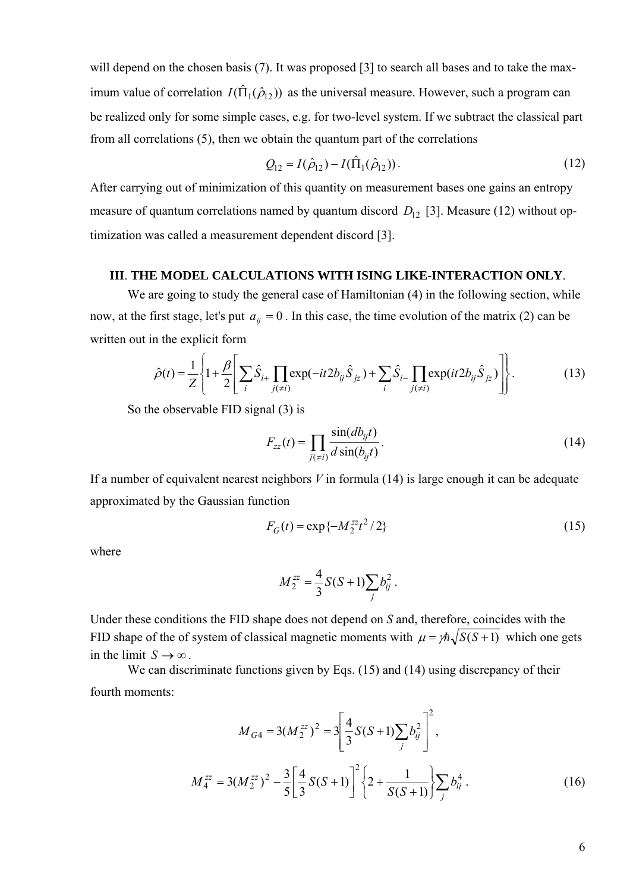will depend on the chosen basis (7). It was proposed [3] to search all bases and to take the maximum value of correlation $I(\hat{\Pi}_1(\hat{\rho}_{12}))$ as the universal measure. However, such a program can be realized only for some simple cases, e.g. for two-level system. If we subtract the classical part from all correlations (5), then we obtain the quantum part of the correlations

$$Q_{12} = I(\hat{\rho}_{12}) - I(\hat{\Pi}_1(\hat{\rho}_{12})). \tag{12}$$

After carrying out of minimization of this quantity on measurement bases one gains an entropy measure of quantum correlations named by quantum discord $D_{12}$ [3]. Measure (12) without optimization was called a measurement dependent discord [3].

### III. THE MODEL CALCULATIONS WITH ISING LIKE-INTERACTION ONLY.

We are going to study the general case of Hamiltonian (4) in the following section, while now, at the first stage, let's put $a_{ij} = 0$. In this case, the time evolution of the matrix (2) can be written out in the explicit form

$$\hat{\rho}(t) = \frac{1}{Z}\left\{1 + \frac{\beta}{2}\left[\sum_i \hat{S}_{i+} \prod_{j(\neq i)} \exp(-it2b_{ij}\hat{S}_{jz}) + \sum_i \hat{S}_{i-} \prod_{j(\neq i)} \exp(it2b_{ij}\hat{S}_{jz})\right]\right\}. \tag{13}$$

So the observable FID signal (3) is

$$F_{zz}(t) = \prod_{j(\neq i)} \frac{\sin(db_{ij}t)}{d\sin(b_{ij}t)}. \tag{14}$$

If a number of equivalent nearest neighbors $V$ in formula (14) is large enough it can be adequate approximated by the Gaussian function

$$F_G(t) = \exp\{-M_2^{zz} t^2 / 2\} \tag{15}$$

where

$$M_2^{zz} = \frac{4}{3} S(S+1) \sum_j b_{ij}^2 .$$

Under these conditions the FID shape does not depend on $S$ and, therefore, coincides with the FID shape of the of system of classical magnetic moments with $\mu = \gamma\hbar\sqrt{S(S+1)}$ which one gets in the limit $S \to \infty$.

We can discriminate functions given by Eqs. (15) and (14) using discrepancy of their fourth moments:

$$M_{G4} = 3(M_2^{zz})^2 = 3\left[\frac{4}{3} S(S+1) \sum_j b_{ij}^2\right]^2,$$

$$M_4^{zz} = 3(M_2^{zz})^2 - \frac{3}{5}\left[\frac{4}{3} S(S+1)\right]^2 \left\{2 + \frac{1}{S(S+1)}\right\} \sum_j b_{ij}^4 . \tag{16}$$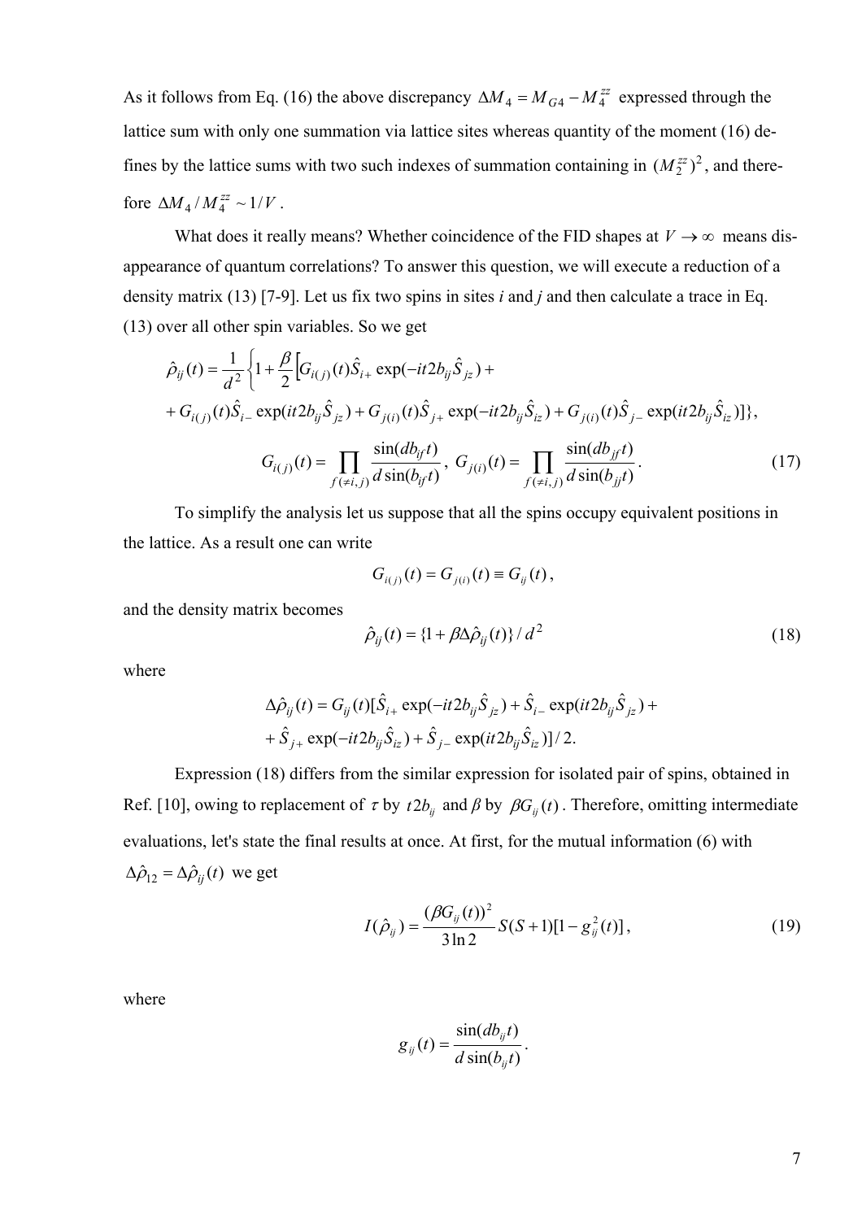As it follows from Eq. (16) the above discrepancy $\Delta M_4 = M_{G4} - M_4^{zz}$ expressed through the lattice sum with only one summation via lattice sites whereas quantity of the moment (16) defines by the lattice sums with two such indexes of summation containing in $(M_2^{zz})^2$, and therefore $\Delta M_4 / M_4^{zz} \sim 1/V$.

What does it really means? Whether coincidence of the FID shapes at $V \to \infty$ means disappearance of quantum correlations? To answer this question, we will execute a reduction of a density matrix (13) [7-9]. Let us fix two spins in sites *i* and *j* and then calculate a trace in Eq. (13) over all other spin variables. So we get

$$\hat{\rho}_{ij}(t) = \frac{1}{d^2}\left\{1 + \frac{\beta}{2}\left[G_{i(j)}(t)\hat{S}_{i+}\exp(-it2b_{ij}\hat{S}_{jz}) + \right.\right.$$
$$\left.\left. + G_{i(j)}(t)\hat{S}_{i-}\exp(it2b_{ij}\hat{S}_{jz}) + G_{j(i)}(t)\hat{S}_{j+}\exp(-it2b_{ij}\hat{S}_{iz}) + G_{j(i)}(t)\hat{S}_{j-}\exp(it2b_{ij}\hat{S}_{iz})\right]\right\},$$

$$G_{i(j)}(t) = \prod_{f(\neq i,j)} \frac{\sin(db_{if}t)}{d\sin(b_{if}t)}, \; G_{j(i)}(t) = \prod_{f(\neq i,j)} \frac{\sin(db_{jf}t)}{d\sin(b_{jf}t)}. \tag{17}$$

To simplify the analysis let us suppose that all the spins occupy equivalent positions in the lattice. As a result one can write

$$G_{i(j)}(t) = G_{j(i)}(t) \equiv G_{ij}(t),$$

and the density matrix becomes

$$\hat{\rho}_{ij}(t) = \{1 + \beta\Delta\hat{\rho}_{ij}(t)\}/d^2 \tag{18}$$

where

$$\Delta\hat{\rho}_{ij}(t) = G_{ij}(t)[\hat{S}_{i+}\exp(-it2b_{ij}\hat{S}_{jz}) + \hat{S}_{i-}\exp(it2b_{ij}\hat{S}_{jz}) +$$
$$+ \hat{S}_{j+}\exp(-it2b_{ij}\hat{S}_{iz}) + \hat{S}_{j-}\exp(it2b_{ij}\hat{S}_{iz})]/2.$$

Expression (18) differs from the similar expression for isolated pair of spins, obtained in Ref. [10], owing to replacement of $\tau$ by $t2b_{ij}$ and $\beta$ by $\beta G_{ij}(t)$. Therefore, omitting intermediate evaluations, let's state the final results at once. At first, for the mutual information (6) with $\Delta\hat{\rho}_{12} = \Delta\hat{\rho}_{ij}(t)$ we get

$$I(\hat{\rho}_{ij}) = \frac{(\beta G_{ij}(t))^2}{3\ln 2} S(S+1)[1 - g_{ij}^2(t)], \tag{19}$$

where

$$g_{ij}(t) = \frac{\sin(db_{ij}t)}{d\sin(b_{ij}t)}.$$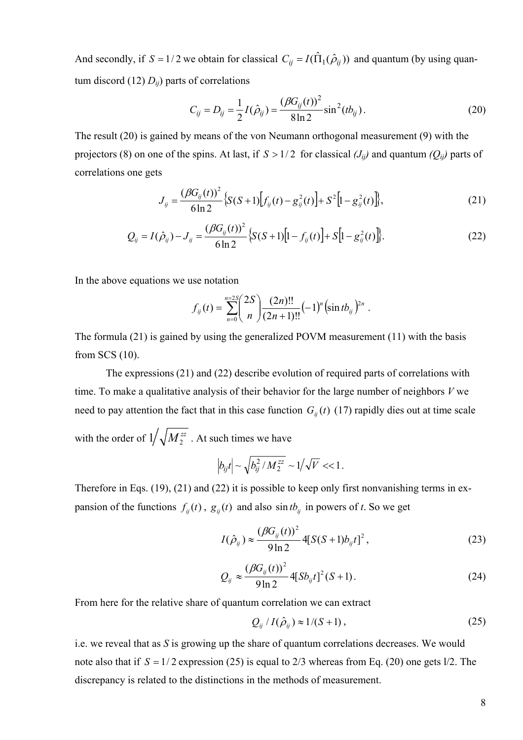And secondly, if $S = 1/2$ we obtain for classical $C_{ij} = I(\hat{\Pi}_1(\hat{\rho}_{ij}))$ and quantum (by using quantum discord (12) $D_{ij}$) parts of correlations

$$C_{ij} = D_{ij} = \frac{1}{2} I(\hat{\rho}_{ij}) = \frac{(\beta G_{ij}(t))^2}{8 \ln 2} \sin^2(tb_{ij}) . \tag{20}$$

The result (20) is gained by means of the von Neumann orthogonal measurement (9) with the projectors (8) on one of the spins. At last, if $S > 1/2$ for classical *($J_{ij}$)* and quantum *($Q_{ij}$)* parts of correlations one gets

$$J_{ij} = \frac{(\beta G_{ij}(t))^2}{6 \ln 2} \left\{ S(S+1)\left[ f_{ij}(t) - g_{ij}^2(t) \right] + S^2 \left[ 1 - g_{ij}^2(t) \right] \right\}, \tag{21}$$

$$Q_{ij} = I(\hat{\rho}_{ij}) - J_{ij} = \frac{(\beta G_{ij}(t))^2}{6 \ln 2} \left\{ S(S+1)\left[ 1 - f_{ij}(t) \right] + S\left[ 1 - g_{ij}^2(t) \right] \right\}. \tag{22}$$

In the above equations we use notation

$$f_{ij}(t) = \sum_{n=0}^{n=2S} \binom{2S}{n} \frac{(2n)!!}{(2n+1)!!} \left(-1\right)^n \left(\sin tb_{ij}\right)^{2n} .$$

The formula (21) is gained by using the generalized POVM measurement (11) with the basis from SCS (10).

The expressions (21) and (22) describe evolution of required parts of correlations with time. To make a qualitative analysis of their behavior for the large number of neighbors $V$ we need to pay attention the fact that in this case function $G_{ij}(t)$ (17) rapidly dies out at time scale with the order of $1 \big/ \sqrt{M_2^{zz}}$ . At such times we have

$$\left| b_{ij} t \right| \sim \sqrt{b_{ij}^2 / M_2^{zz}} \sim 1 \big/ \sqrt{V} << 1 .$$

Therefore in Eqs. (19), (21) and (22) it is possible to keep only first nonvanishing terms in expansion of the functions $f_{ij}(t)$, $g_{ij}(t)$ and also $\sin tb_{ij}$ in powers of *t*. So we get

$$I(\hat{\rho}_{ij}) \approx \frac{(\beta G_{ij}(t))^2}{9 \ln 2} 4[S(S+1) b_{ij} t]^2 , \tag{23}$$

$$Q_{ij} \approx \frac{(\beta G_{ij}(t))^2}{9 \ln 2} 4[S b_{ij} t]^2 (S+1) . \tag{24}$$

From here for the relative share of quantum correlation we can extract

$$Q_{ij} / I(\hat{\rho}_{ij}) \approx 1/(S+1) , \tag{25}$$

i.e. we reveal that as *S* is growing up the share of quantum correlations decreases. We would note also that if $S = 1/2$ expression (25) is equal to 2/3 whereas from Eq. (20) one gets 1/2. The discrepancy is related to the distinctions in the methods of measurement.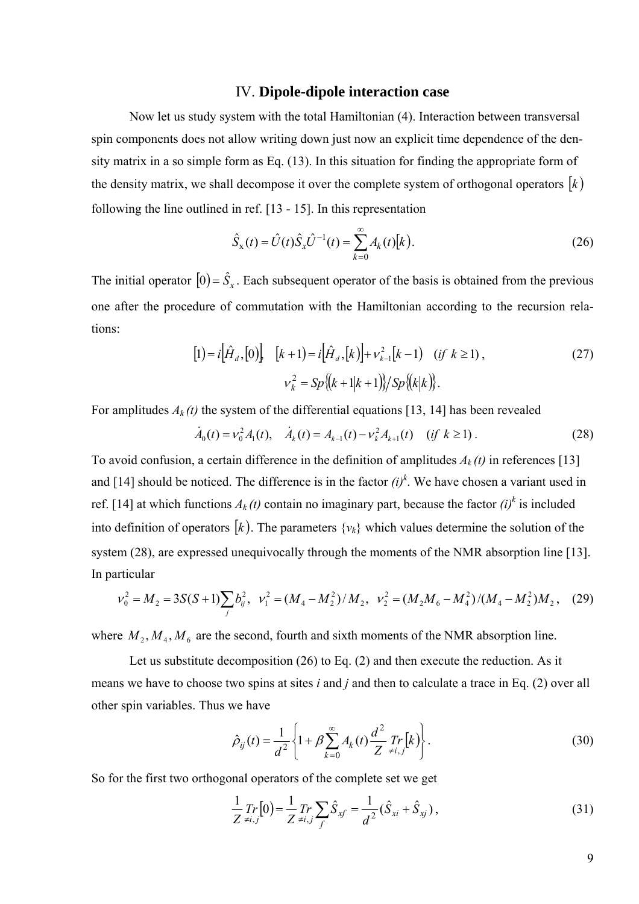## IV. **Dipole-dipole interaction case**

Now let us study system with the total Hamiltonian (4). Interaction between transversal spin components does not allow writing down just now an explicit time dependence of the density matrix in a so simple form as Eq. (13). In this situation for finding the appropriate form of the density matrix, we shall decompose it over the complete system of orthogonal operators $\left[k\right)$ following the line outlined in ref. [13 - 15]. In this representation

$$\hat{S}_{x}(t) = \hat{U}(t)\hat{S}_{x}\hat{U}^{-1}(t) = \sum_{k=0}^{\infty} A_k(t)\left[k\right). \tag{26}$$

The initial operator $\left[0\right) = \hat{S}_x$. Each subsequent operator of the basis is obtained from the previous one after the procedure of commutation with the Hamiltonian according to the recursion relations:

$$\left[1\right) = i\left[\hat{H}_d, \left[0\right)\right], \quad \left[k+1\right) = i\left[\hat{H}_d, \left[k\right)\right] + \nu_{k-1}^2\left[k-1\right) \quad (if\ k \geq 1), \tag{27}$$

$$\nu_k^2 = Sp\left\{\left(k+1\middle|k+1\right)\right\} \big/ Sp\left\{\left(k\middle|k\right)\right\}.$$

For amplitudes $A_k(t)$ the system of the differential equations [13, 14] has been revealed

$$\dot{A}_0(t) = \nu_0^2 A_1(t), \quad \dot{A}_k(t) = A_{k-1}(t) - \nu_k^2 A_{k+1}(t) \quad (if\ k \geq 1). \tag{28}$$

To avoid confusion, a certain difference in the definition of amplitudes $A_k(t)$ in references [13] and [14] should be noticed. The difference is in the factor $(i)^k$. We have chosen a variant used in ref. [14] at which functions $A_k(t)$ contain no imaginary part, because the factor $(i)^k$ is included into definition of operators $\left[k\right)$. The parameters $\{\nu_k\}$ which values determine the solution of the system (28), are expressed unequivocally through the moments of the NMR absorption line [13]. In particular

$$\nu_0^2 = M_2 = 3S(S+1)\sum_j b_{ij}^2, \quad \nu_1^2 = (M_4 - M_2^2)/M_2, \quad \nu_2^2 = (M_2 M_6 - M_4^2)/(M_4 - M_2^2)M_2, \tag{29}$$

where $M_2, M_4, M_6$ are the second, fourth and sixth moments of the NMR absorption line.

Let us substitute decomposition (26) to Eq. (2) and then execute the reduction. As it means we have to choose two spins at sites $i$ and $j$ and then to calculate a trace in Eq. (2) over all other spin variables. Thus we have

$$\hat{\rho}_{ij}(t) = \frac{1}{d^2}\left\{1 + \beta\sum_{k=0}^{\infty} A_k(t)\frac{d^2}{Z}\underset{\neq i,j}{Tr}\left[k\right)\right\}. \tag{30}$$

So for the first two orthogonal operators of the complete set we get

$$\frac{1}{Z}\underset{\neq i,j}{Tr}\left[0\right) = \frac{1}{Z}\underset{\neq i,j}{Tr}\sum_f \hat{S}_{xf} = \frac{1}{d^2}(\hat{S}_{xi} + \hat{S}_{xj}), \tag{31}$$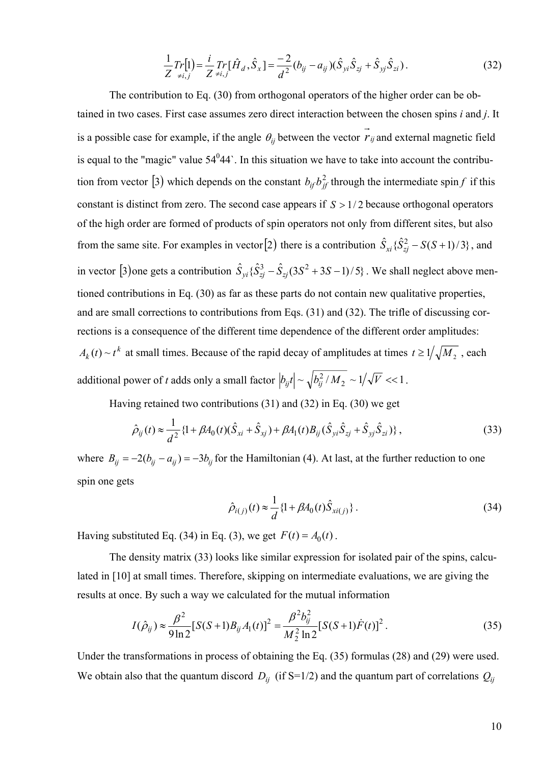$$\frac{1}{Z}\underset{\neq i,j}{Tr}[1]=\frac{i}{Z}\underset{\neq i,j}{Tr}[\hat{H}_d,\hat{S}_x]=\frac{-2}{d^2}(b_{ij}-a_{ij})(\hat{S}_{yi}\hat{S}_{zj}+\hat{S}_{yj}\hat{S}_{zi})\,. \tag{32}$$

The contribution to Eq. (30) from orthogonal operators of the higher order can be obtained in two cases. First case assumes zero direct interaction between the chosen spins *i* and *j*. It is a possible case for example, if the angle $\theta_{ij}$ between the vector $\vec{r}_{ij}$ and external magnetic field is equal to the "magic" value $54^0 44$`. In this situation we have to take into account the contribution from vector $|3)$ which depends on the constant $b_{ij}b_{jf}^2$ through the intermediate spin *f* if this constant is distinct from zero. The second case appears if $S>1/2$ because orthogonal operators of the high order are formed of products of spin operators not only from different sites, but also from the same site. For examples in vector $|2)$ there is a contribution $\hat{S}_{xi}\{\hat{S}_{zj}^2-S(S+1)/3\}$, and in vector $|3)$ one gets a contribution $\hat{S}_{yi}\{\hat{S}_{zj}^3-\hat{S}_{zj}(3S^2+3S-1)/5\}$. We shall neglect above mentioned contributions in Eq. (30) as far as these parts do not contain new qualitative properties, and are small corrections to contributions from Eqs. (31) and (32). The trifle of discussing corrections is a consequence of the different time dependence of the different order amplitudes: $A_k(t)\sim t^k$ at small times. Because of the rapid decay of amplitudes at times $t\geq 1/\sqrt{M_2}$, each additional power of *t* adds only a small factor $|b_{ij}t|\sim\sqrt{b_{ij}^2/M_2}\sim 1/\sqrt{V}<<1$.

Having retained two contributions (31) and (32) in Eq. (30) we get

$$\hat{\rho}_{ij}(t)\approx\frac{1}{d^2}\{1+\beta A_0(t)(\hat{S}_{xi}+\hat{S}_{xj})+\beta A_1(t)B_{ij}(\hat{S}_{yi}\hat{S}_{zj}+\hat{S}_{yj}\hat{S}_{zi})\}\,, \tag{33}$$

where $B_{ij}=-2(b_{ij}-a_{ij})=-3b_{ij}$ for the Hamiltonian (4). At last, at the further reduction to one spin one gets

$$\hat{\rho}_{i(j)}(t)\approx\frac{1}{d}\{1+\beta A_0(t)\hat{S}_{xi(j)}\}\,. \tag{34}$$

Having substituted Eq. (34) in Eq. (3), we get $F(t)=A_0(t)$.

The density matrix (33) looks like similar expression for isolated pair of the spins, calculated in [10] at small times. Therefore, skipping on intermediate evaluations, we are giving the results at once. By such a way we calculated for the mutual information

$$I(\hat{\rho}_{ij})\approx\frac{\beta^2}{9\ln 2}[S(S+1)B_{ij}A_1(t)]^2=\frac{\beta^2 b_{ij}^2}{M_2^2\ln 2}[S(S+1)\dot{F}(t)]^2\,. \tag{35}$$

Under the transformations in process of obtaining the Eq. (35) formulas (28) and (29) were used. We obtain also that the quantum discord $D_{ij}$ (if S=1/2) and the quantum part of correlations $Q_{ij}$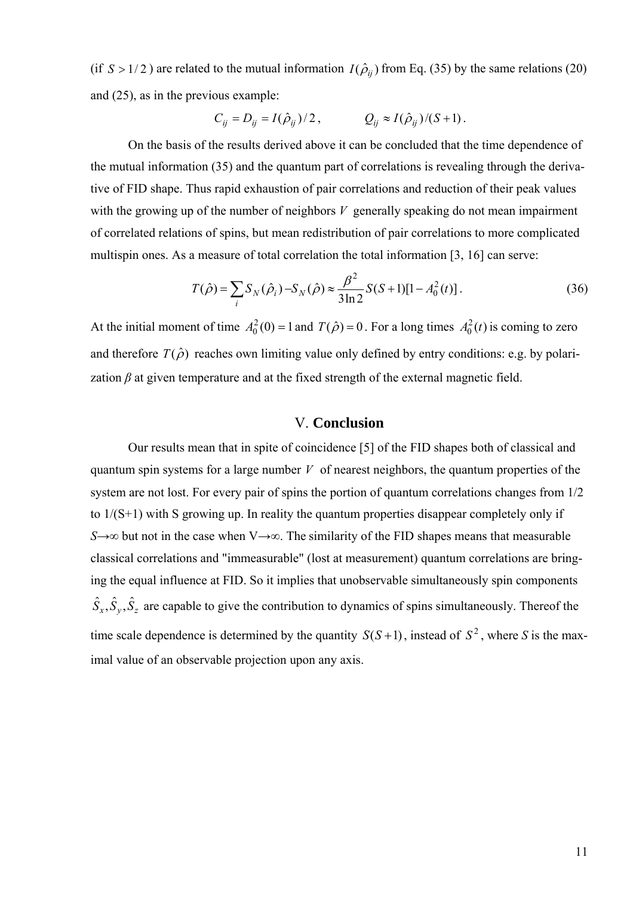(if $S > 1/2$) are related to the mutual information $I(\hat{\rho}_{ij})$ from Eq. (35) by the same relations (20) and (25), as in the previous example:

$$C_{ij} = D_{ij} = I(\hat{\rho}_{ij})/2\,, \qquad\qquad Q_{ij} \approx I(\hat{\rho}_{ij})/(S+1)\,.$$

On the basis of the results derived above it can be concluded that the time dependence of the mutual information (35) and the quantum part of correlations is revealing through the derivative of FID shape. Thus rapid exhaustion of pair correlations and reduction of their peak values with the growing up of the number of neighbors $V$ generally speaking do not mean impairment of correlated relations of spins, but mean redistribution of pair correlations to more complicated multispin ones. As a measure of total correlation the total information [3, 16] can serve:

$$T(\hat{\rho}) = \sum_i S_N(\hat{\rho}_i) - S_N(\hat{\rho}) \approx \frac{\beta^2}{3\ln 2} S(S+1)[1 - A_0^2(t)]\,. \tag{36}$$

At the initial moment of time $A_0^2(0) = 1$ and $T(\hat{\rho}) = 0$. For a long times $A_0^2(t)$ is coming to zero and therefore $T(\hat{\rho})$ reaches own limiting value only defined by entry conditions: e.g. by polarization $\beta$ at given temperature and at the fixed strength of the external magnetic field.

## V. **Conclusion**

Our results mean that in spite of coincidence [5] of the FID shapes both of classical and quantum spin systems for a large number $V$ of nearest neighbors, the quantum properties of the system are not lost. For every pair of spins the portion of quantum correlations changes from 1/2 to 1/(S+1) with S growing up. In reality the quantum properties disappear completely only if $S\to\infty$ but not in the case when $V\to\infty$. The similarity of the FID shapes means that measurable classical correlations and "immeasurable" (lost at measurement) quantum correlations are bringing the equal influence at FID. So it implies that unobservable simultaneously spin components $\hat{S}_x, \hat{S}_y, \hat{S}_z$ are capable to give the contribution to dynamics of spins simultaneously. Thereof the time scale dependence is determined by the quantity $S(S+1)$, instead of $S^2$, where $S$ is the maximal value of an observable projection upon any axis.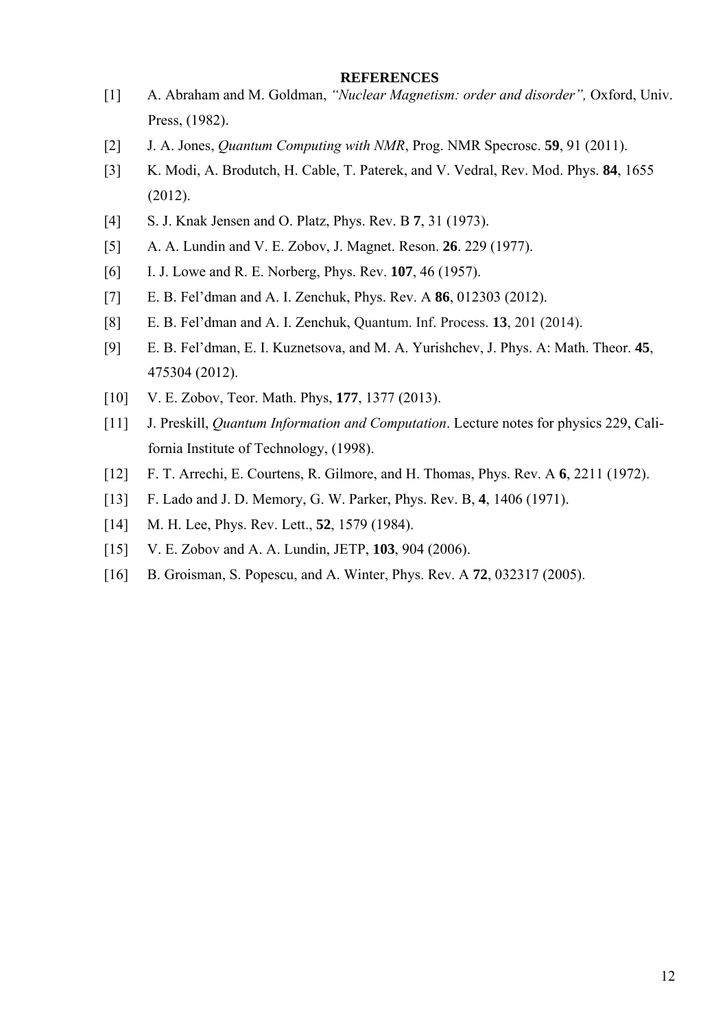## REFERENCES

[1] A. Abraham and M. Goldman, *"Nuclear Magnetism: order and disorder",* Oxford, Univ. Press, (1982).

[2] J. A. Jones, *Quantum Computing with NMR*, Prog. NMR Specrosc. **59**, 91 (2011).

[3] K. Modi, A. Brodutch, H. Cable, T. Paterek, and V. Vedral, Rev. Mod. Phys. **84**, 1655 (2012).

[4] S. J. Knak Jensen and O. Platz, Phys. Rev. B **7**, 31 (1973).

[5] A. A. Lundin and V. E. Zobov, J. Magnet. Reson. **26**. 229 (1977).

[6] I. J. Lowe and R. E. Norberg, Phys. Rev. **107**, 46 (1957).

[7] E. B. Fel'dman and A. I. Zenchuk, Phys. Rev. A **86**, 012303 (2012).

[8] E. B. Fel'dman and A. I. Zenchuk, Quantum. Inf. Process. **13**, 201 (2014).

[9] E. B. Fel'dman, E. I. Kuznetsova, and M. A. Yurishchev, J. Phys. A: Math. Theor. **45**, 475304 (2012).

[10] V. E. Zobov, Teor. Math. Phys, **177**, 1377 (2013).

[11] J. Preskill, *Quantum Information and Computation*. Lecture notes for physics 229, California Institute of Technology, (1998).

[12] F. T. Arrechi, E. Courtens, R. Gilmore, and H. Thomas, Phys. Rev. A **6**, 2211 (1972).

[13] F. Lado and J. D. Memory, G. W. Parker, Phys. Rev. B, **4**, 1406 (1971).

[14] M. H. Lee, Phys. Rev. Lett., **52**, 1579 (1984).

[15] V. E. Zobov and A. A. Lundin, JETP, **103**, 904 (2006).

[16] B. Groisman, S. Popescu, and A. Winter, Phys. Rev. A **72**, 032317 (2005).